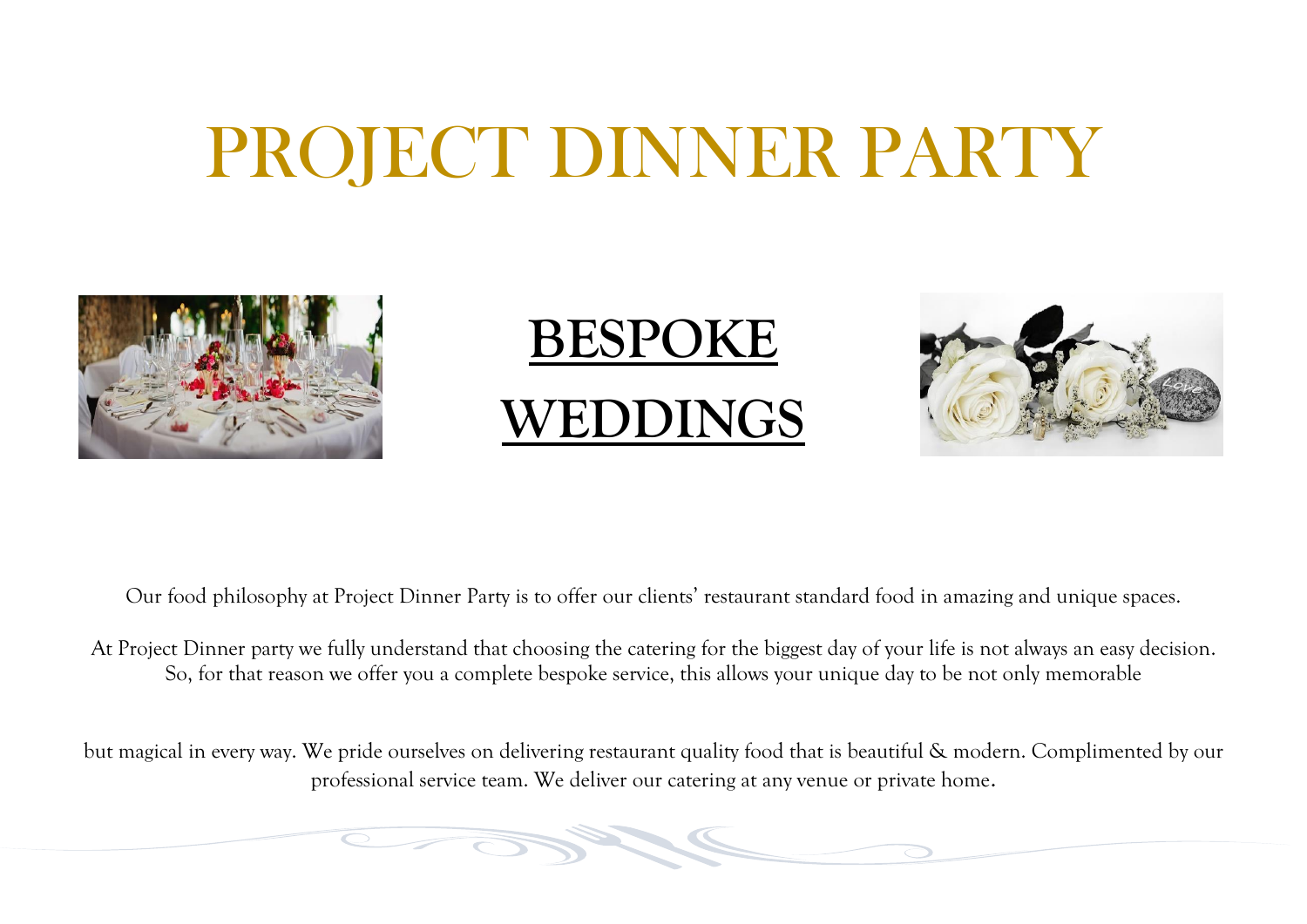# PROJECT DINNER PARTY

## BESPOKE WEDDINGS

Our food philosophy at Project Dinner Party is to offer our clients' restaurant standard food in amazing and unique spaces.

At Project Dinner party we fully understand that choosing the catering for the biggest day of your life is not always an easy decision. So, for that reason we offer you a complete bespoke service, this allows your unique day to be not only memorable

but magical in every way. We pride ourselves on delivering restaurant quality food that is beautiful & modern. Complimented by our professional service team. We deliver our catering at any venue or private home.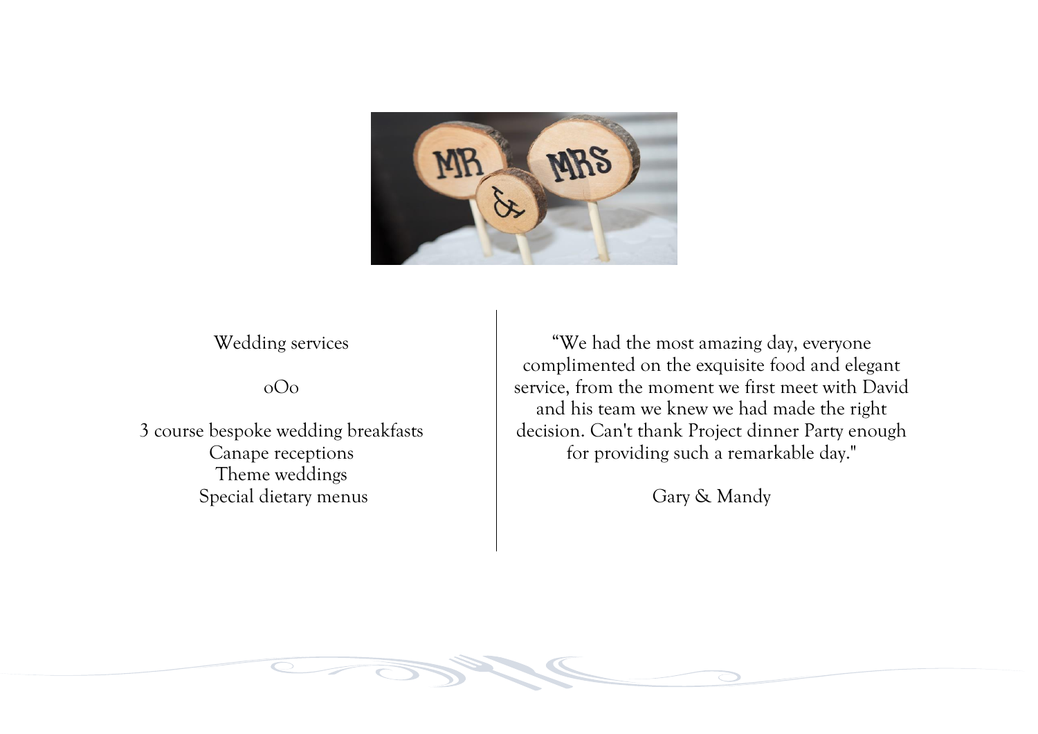Wedding services

oOo

3 course bespoke wedding breakfasts
Canape receptions
Theme weddings
Special dietary menus

"We had the most amazing day, everyone complimented on the exquisite food and elegant service, from the moment we first meet with David and his team we knew we had made the right decision. Can't thank Project dinner Party enough for providing such a remarkable day."

Gary & Mandy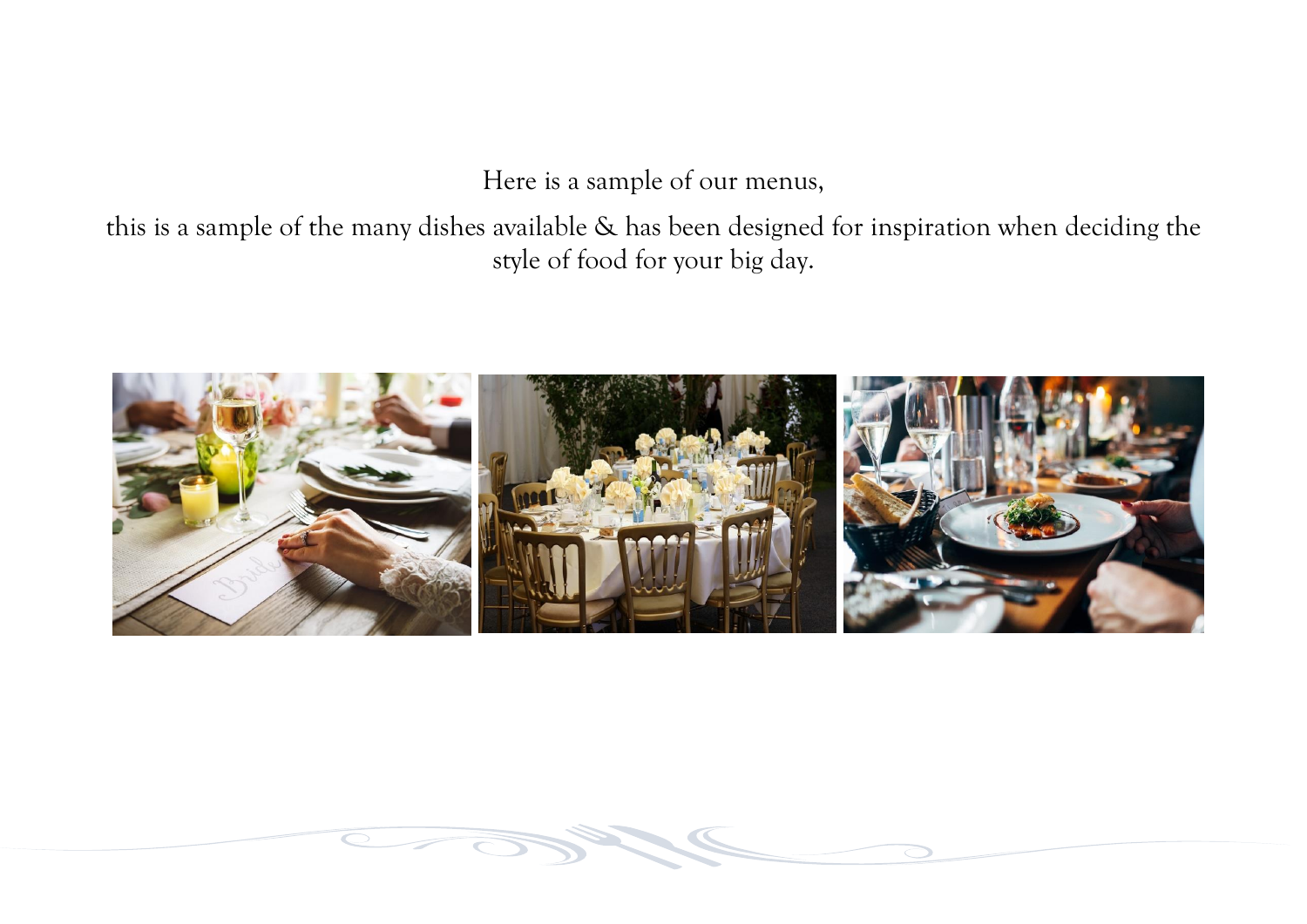Here is a sample of our menus,

this is a sample of the many dishes available & has been designed for inspiration when deciding the style of food for your big day.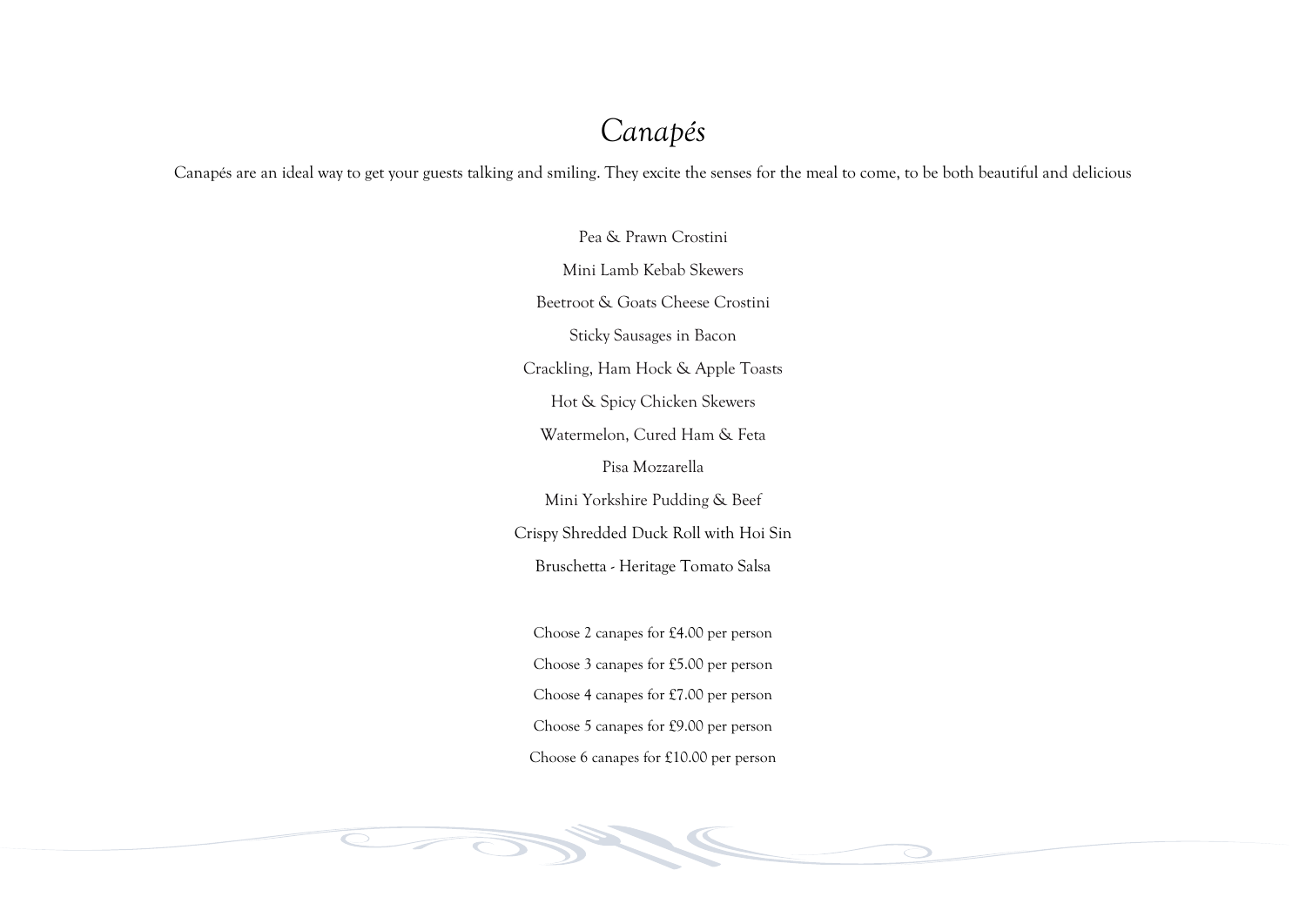# *Canapés*

Canapés are an ideal way to get your guests talking and smiling. They excite the senses for the meal to come, to be both beautiful and delicious

Pea & Prawn Crostini

Mini Lamb Kebab Skewers

Beetroot & Goats Cheese Crostini

Sticky Sausages in Bacon

Crackling, Ham Hock & Apple Toasts

Hot & Spicy Chicken Skewers

Watermelon, Cured Ham & Feta

Pisa Mozzarella

Mini Yorkshire Pudding & Beef

Crispy Shredded Duck Roll with Hoi Sin

Bruschetta - Heritage Tomato Salsa

Choose 2 canapes for £4.00 per person

Choose 3 canapes for £5.00 per person

Choose 4 canapes for £7.00 per person

Choose 5 canapes for £9.00 per person

Choose 6 canapes for £10.00 per person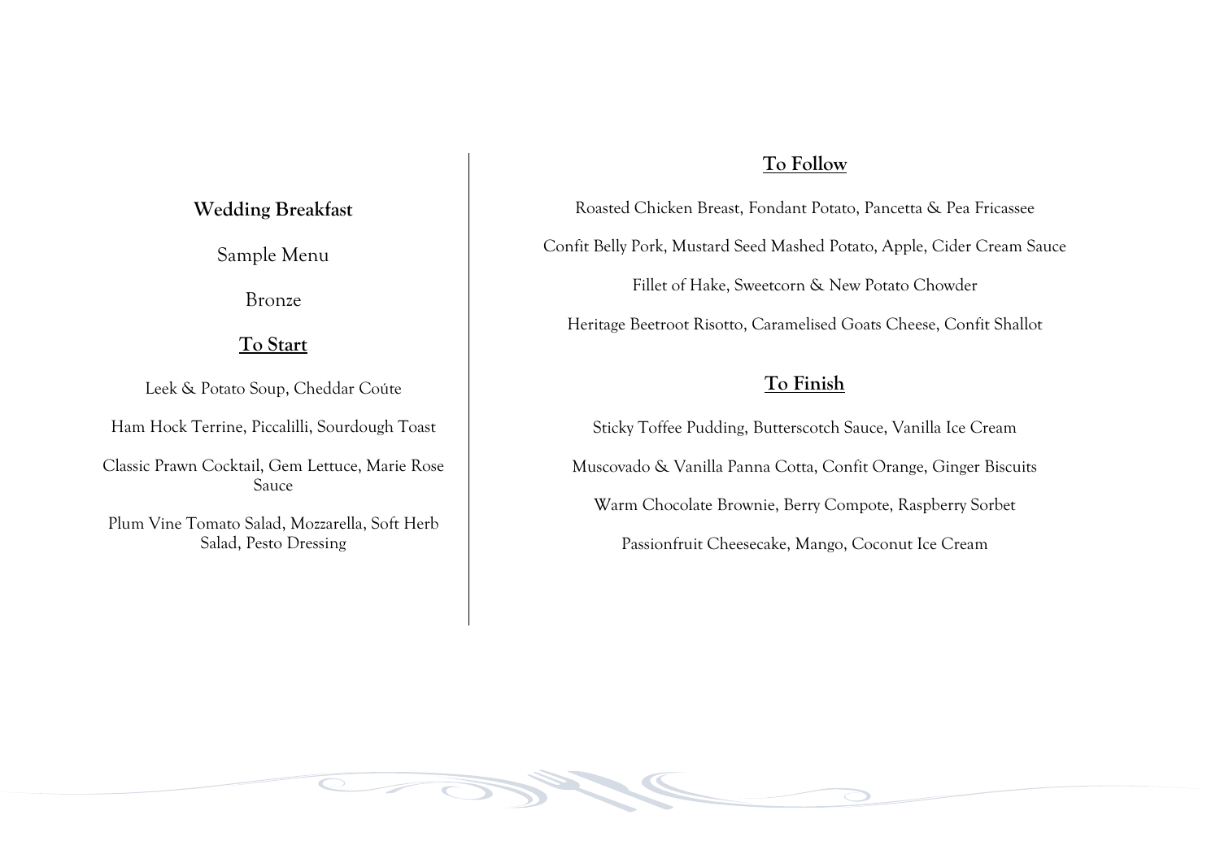**Wedding Breakfast**

Sample Menu

Bronze

## To Start

Leek & Potato Soup, Cheddar Coúte

Ham Hock Terrine, Piccalilli, Sourdough Toast

Classic Prawn Cocktail, Gem Lettuce, Marie Rose Sauce

Plum Vine Tomato Salad, Mozzarella, Soft Herb Salad, Pesto Dressing

## To Follow

Roasted Chicken Breast, Fondant Potato, Pancetta & Pea Fricassee

Confit Belly Pork, Mustard Seed Mashed Potato, Apple, Cider Cream Sauce

Fillet of Hake, Sweetcorn & New Potato Chowder

Heritage Beetroot Risotto, Caramelised Goats Cheese, Confit Shallot

## To Finish

Sticky Toffee Pudding, Butterscotch Sauce, Vanilla Ice Cream

Muscovado & Vanilla Panna Cotta, Confit Orange, Ginger Biscuits

Warm Chocolate Brownie, Berry Compote, Raspberry Sorbet

Passionfruit Cheesecake, Mango, Coconut Ice Cream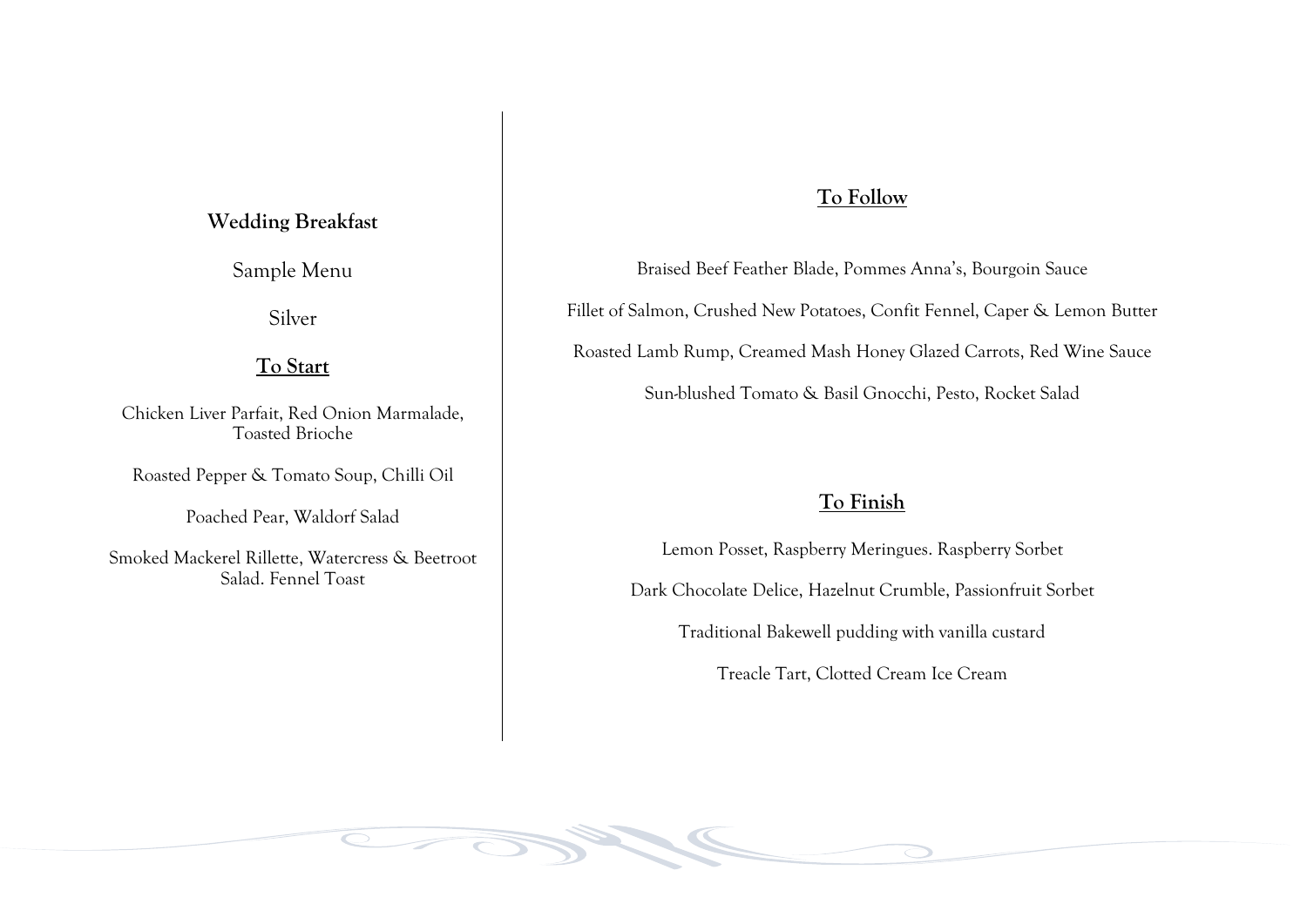**Wedding Breakfast**

Sample Menu

Silver

## To Start

Chicken Liver Parfait, Red Onion Marmalade, Toasted Brioche

Roasted Pepper & Tomato Soup, Chilli Oil

Poached Pear, Waldorf Salad

Smoked Mackerel Rillette, Watercress & Beetroot Salad. Fennel Toast

## To Follow

Braised Beef Feather Blade, Pommes Anna's, Bourgoin Sauce

Fillet of Salmon, Crushed New Potatoes, Confit Fennel, Caper & Lemon Butter

Roasted Lamb Rump, Creamed Mash Honey Glazed Carrots, Red Wine Sauce

Sun-blushed Tomato & Basil Gnocchi, Pesto, Rocket Salad

## To Finish

Lemon Posset, Raspberry Meringues. Raspberry Sorbet

Dark Chocolate Delice, Hazelnut Crumble, Passionfruit Sorbet

Traditional Bakewell pudding with vanilla custard

Treacle Tart, Clotted Cream Ice Cream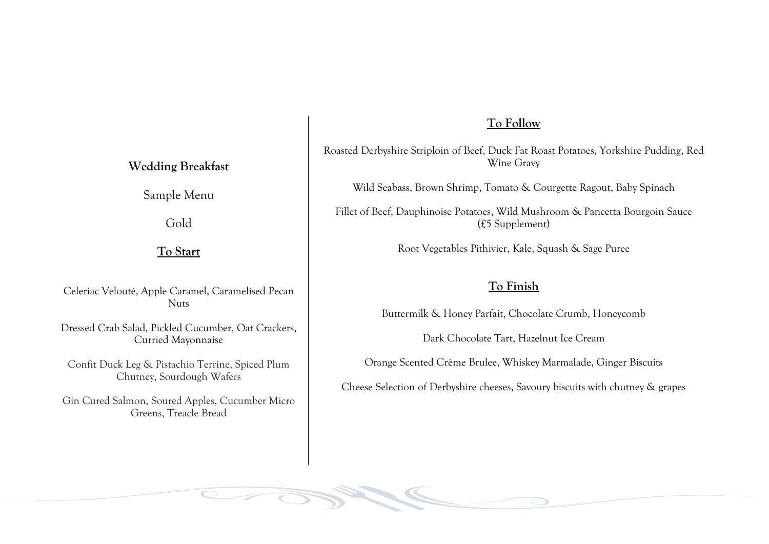**Wedding Breakfast**

Sample Menu

Gold

## To Start

Celeriac Velouté, Apple Caramel, Caramelised Pecan Nuts

Dressed Crab Salad, Pickled Cucumber, Oat Crackers, Curried Mayonnaise

Confit Duck Leg & Pistachio Terrine, Spiced Plum Chutney, Sourdough Wafers

Gin Cured Salmon, Soured Apples, Cucumber Micro Greens, Treacle Bread

## To Follow

Roasted Derbyshire Striploin of Beef, Duck Fat Roast Potatoes, Yorkshire Pudding, Red Wine Gravy

Wild Seabass, Brown Shrimp, Tomato & Courgette Ragout, Baby Spinach

Fillet of Beef, Dauphinoise Potatoes, Wild Mushroom & Pancetta Bourgoin Sauce (£5 Supplement)

Root Vegetables Pithivier, Kale, Squash & Sage Puree

## To Finish

Buttermilk & Honey Parfait, Chocolate Crumb, Honeycomb

Dark Chocolate Tart, Hazelnut Ice Cream

Orange Scented Crème Brulee, Whiskey Marmalade, Ginger Biscuits

Cheese Selection of Derbyshire cheeses, Savoury biscuits with chutney & grapes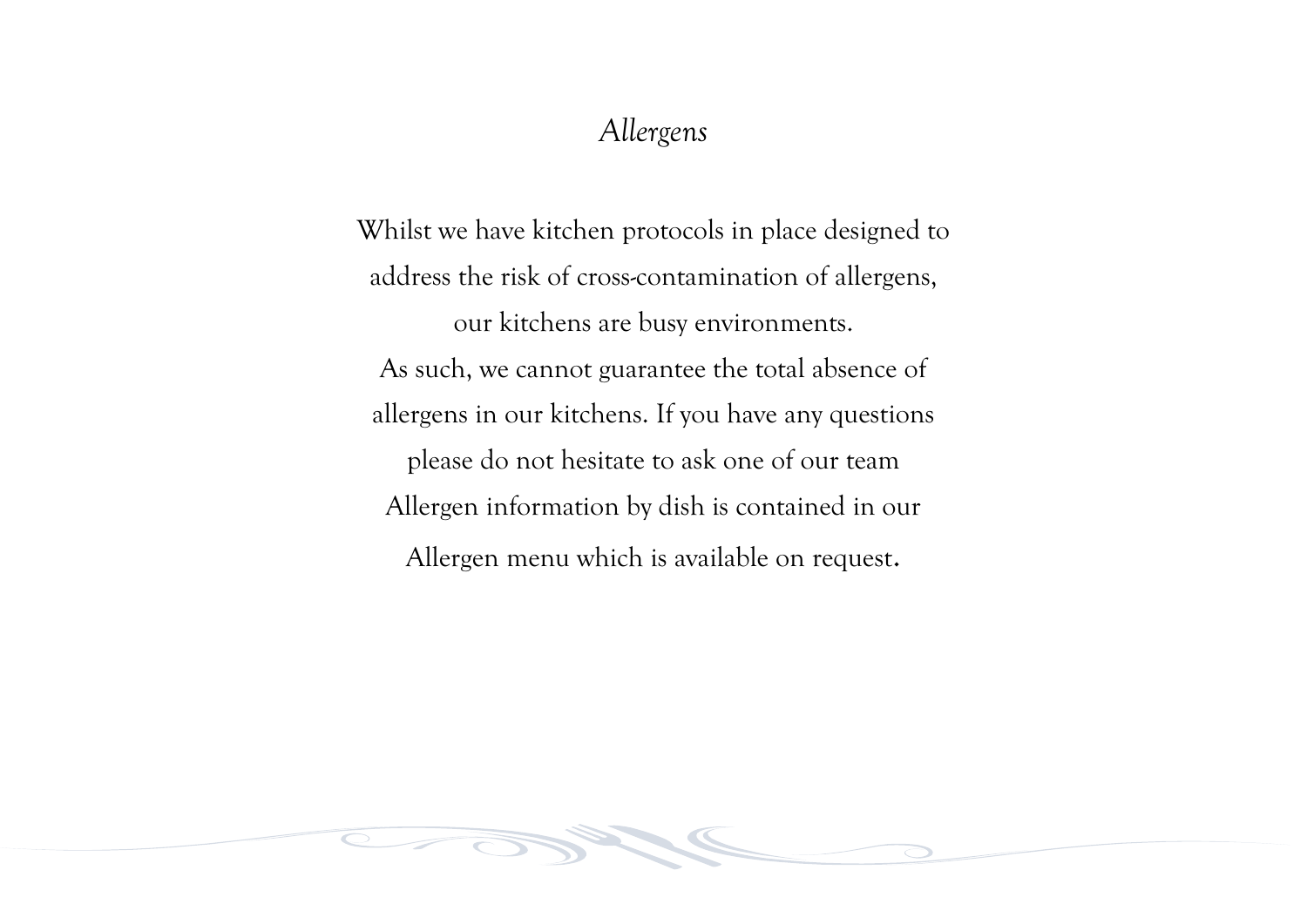# *Allergens*

Whilst we have kitchen protocols in place designed to address the risk of cross-contamination of allergens, our kitchens are busy environments.
As such, we cannot guarantee the total absence of allergens in our kitchens. If you have any questions please do not hesitate to ask one of our team
Allergen information by dish is contained in our Allergen menu which is available on request.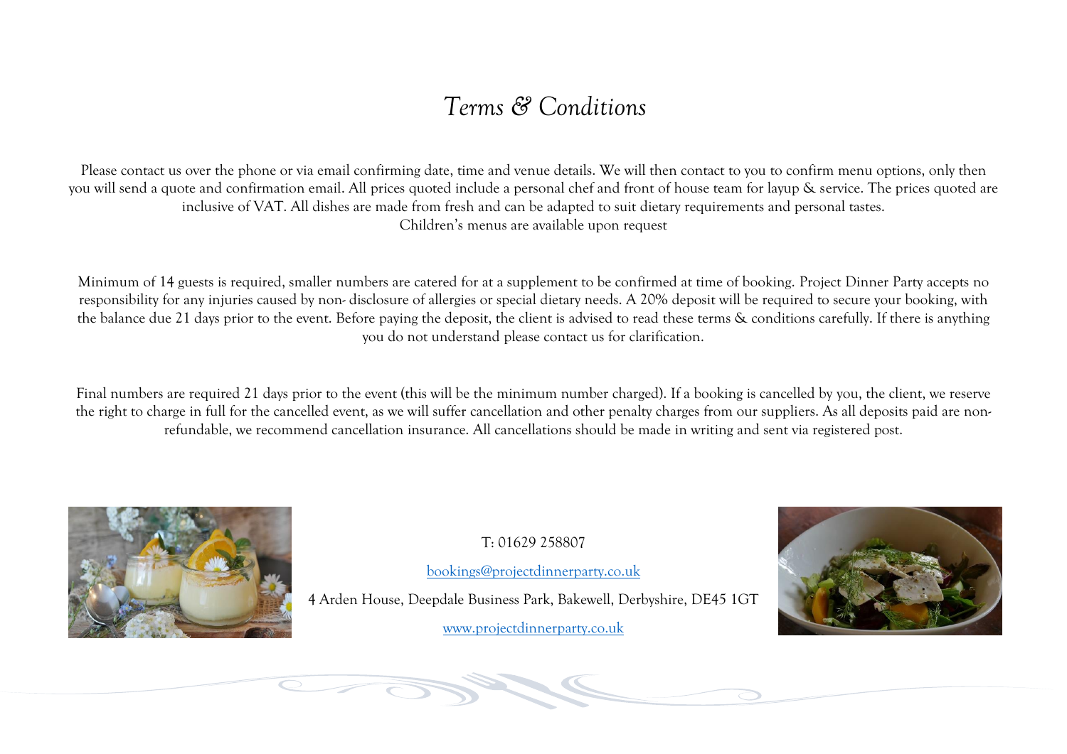# *Terms & Conditions*

Please contact us over the phone or via email confirming date, time and venue details. We will then contact to you to confirm menu options, only then you will send a quote and confirmation email. All prices quoted include a personal chef and front of house team for layup & service. The prices quoted are inclusive of VAT. All dishes are made from fresh and can be adapted to suit dietary requirements and personal tastes.
Children's menus are available upon request

Minimum of 14 guests is required, smaller numbers are catered for at a supplement to be confirmed at time of booking. Project Dinner Party accepts no responsibility for any injuries caused by non- disclosure of allergies or special dietary needs. A 20% deposit will be required to secure your booking, with the balance due 21 days prior to the event. Before paying the deposit, the client is advised to read these terms & conditions carefully. If there is anything you do not understand please contact us for clarification.

Final numbers are required 21 days prior to the event (this will be the minimum number charged). If a booking is cancelled by you, the client, we reserve the right to charge in full for the cancelled event, as we will suffer cancellation and other penalty charges from our suppliers. As all deposits paid are non-refundable, we recommend cancellation insurance. All cancellations should be made in writing and sent via registered post.

T: 01629 258807

bookings@projectdinnerparty.co.uk

4 Arden House, Deepdale Business Park, Bakewell, Derbyshire, DE45 1GT

www.projectdinnerparty.co.uk